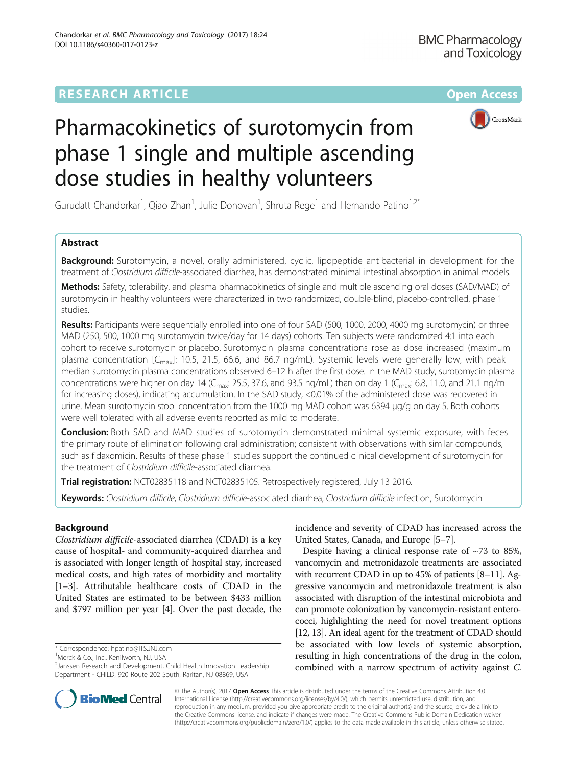# Pharmacokinetics of surotomycin from phase 1 single and multiple ascending dose studies in healthy volunteers

Gurudatt Chandorkar[1], Qiao Zhan[1], Julie Donovan[1], Shruta Rege[1] and Hernando Patino[1,2*]

## Abstract

**Background:** Surotomycin, a novel, orally administered, cyclic, lipopeptide antibacterial in development for the treatment of *Clostridium difficile*-associated diarrhea, has demonstrated minimal intestinal absorption in animal models.

**Methods:** Safety, tolerability, and plasma pharmacokinetics of single and multiple ascending oral doses (SAD/MAD) of surotomycin in healthy volunteers were characterized in two randomized, double-blind, placebo-controlled, phase 1 studies.

**Results:** Participants were sequentially enrolled into one of four SAD (500, 1000, 2000, 4000 mg surotomycin) or three MAD (250, 500, 1000 mg surotomycin twice/day for 14 days) cohorts. Ten subjects were randomized 4:1 into each cohort to receive surotomycin or placebo. Surotomycin plasma concentrations rose as dose increased (maximum plasma concentration [$C_{max}$]: 10.5, 21.5, 66.6, and 86.7 ng/mL). Systemic levels were generally low, with peak median surotomycin plasma concentrations observed 6–12 h after the first dose. In the MAD study, surotomycin plasma concentrations were higher on day 14 ($C_{max}$: 25.5, 37.6, and 93.5 ng/mL) than on day 1 ($C_{max}$: 6.8, 11.0, and 21.1 ng/mL for increasing doses), indicating accumulation. In the SAD study, <0.01% of the administered dose was recovered in urine. Mean surotomycin stool concentration from the 1000 mg MAD cohort was 6394 μg/g on day 5. Both cohorts were well tolerated with all adverse events reported as mild to moderate.

**Conclusion:** Both SAD and MAD studies of surotomycin demonstrated minimal systemic exposure, with feces the primary route of elimination following oral administration; consistent with observations with similar compounds, such as fidaxomicin. Results of these phase 1 studies support the continued clinical development of surotomycin for the treatment of *Clostridium difficile*-associated diarrhea.

**Trial registration:** NCT02835118 and NCT02835105. Retrospectively registered, July 13 2016.

**Keywords:** *Clostridium difficile*, *Clostridium difficile*-associated diarrhea, *Clostridium difficile* infection, Surotomycin

## Background

*Clostridium difficile*-associated diarrhea (CDAD) is a key cause of hospital- and community-acquired diarrhea and is associated with longer length of hospital stay, increased medical costs, and high rates of morbidity and mortality [1–3]. Attributable healthcare costs of CDAD in the United States are estimated to be between $433 million and $797 million per year [4]. Over the past decade, the incidence and severity of CDAD has increased across the United States, Canada, and Europe [5–7].

Despite having a clinical response rate of ~73 to 85%, vancomycin and metronidazole treatments are associated with recurrent CDAD in up to 45% of patients [8–11]. Aggressive vancomycin and metronidazole treatment is also associated with disruption of the intestinal microbiota and can promote colonization by vancomycin-resistant enterococci, highlighting the need for novel treatment options [12, 13]. An ideal agent for the treatment of CDAD should be associated with low levels of systemic absorption, resulting in high concentrations of the drug in the colon, combined with a narrow spectrum of activity against *C.*

\* Correspondence: hpatino@ITS.JNJ.com
[1]Merck & Co., Inc., Kenilworth, NJ, USA
[2]Janssen Research and Development, Child Health Innovation Leadership Department - CHILD, 920 Route 202 South, Raritan, NJ 08869, USA

© The Author(s). 2017 **Open Access** This article is distributed under the terms of the Creative Commons Attribution 4.0 International License (http://creativecommons.org/licenses/by/4.0/), which permits unrestricted use, distribution, and reproduction in any medium, provided you give appropriate credit to the original author(s) and the source, provide a link to the Creative Commons license, and indicate if changes were made. The Creative Commons Public Domain Dedication waiver (http://creativecommons.org/publicdomain/zero/1.0/) applies to the data made available in this article, unless otherwise stated.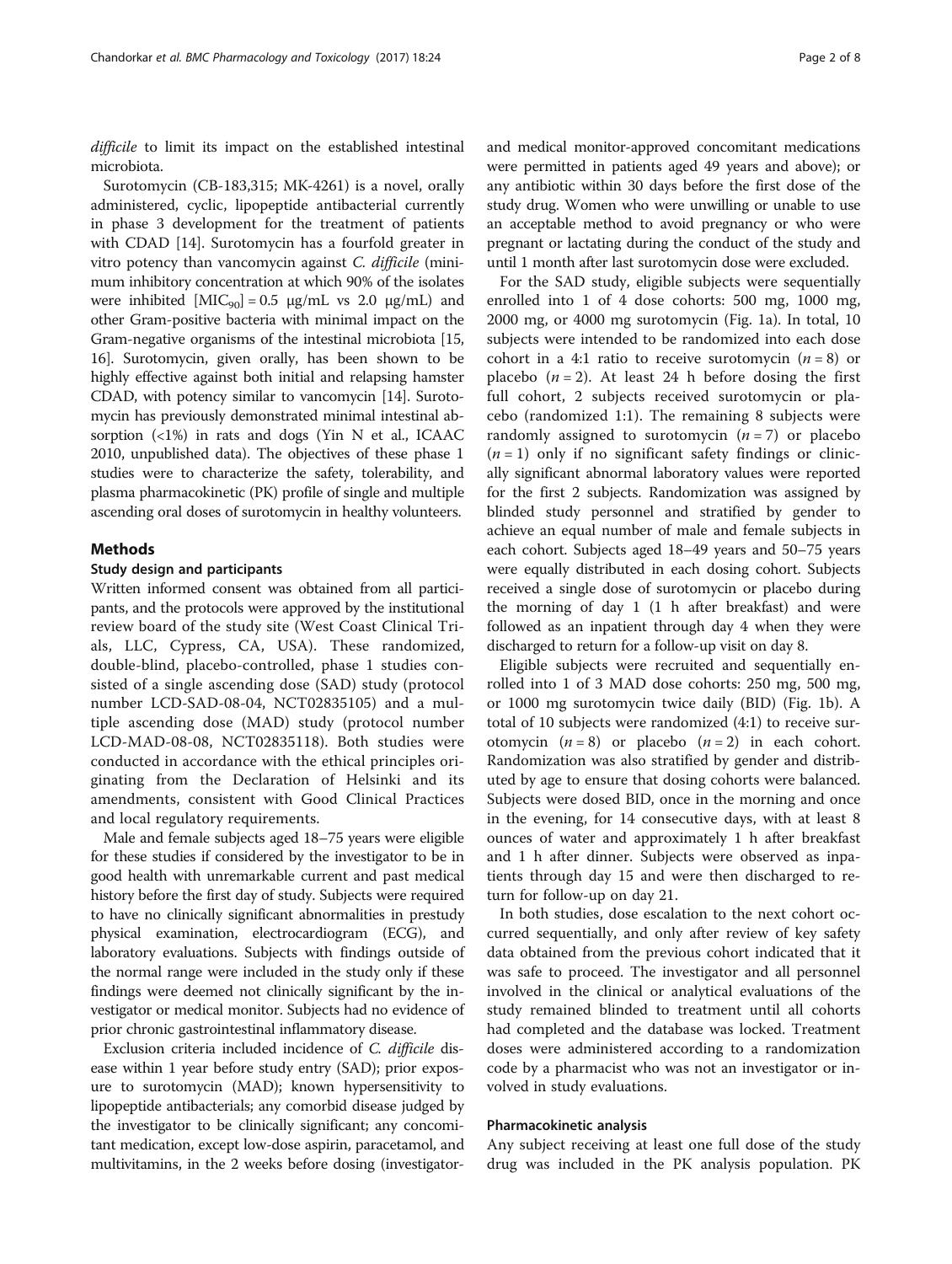*difficile* to limit its impact on the established intestinal microbiota.

Surotomycin (CB-183,315; MK-4261) is a novel, orally administered, cyclic, lipopeptide antibacterial currently in phase 3 development for the treatment of patients with CDAD [14]. Surotomycin has a fourfold greater in vitro potency than vancomycin against *C. difficile* (minimum inhibitory concentration at which 90% of the isolates were inhibited [$MIC_{90}$] = 0.5 μg/mL vs 2.0 μg/mL) and other Gram-positive bacteria with minimal impact on the Gram-negative organisms of the intestinal microbiota [15, 16]. Surotomycin, given orally, has been shown to be highly effective against both initial and relapsing hamster CDAD, with potency similar to vancomycin [14]. Surotomycin has previously demonstrated minimal intestinal absorption (<1%) in rats and dogs (Yin N et al., ICAAC 2010, unpublished data). The objectives of these phase 1 studies were to characterize the safety, tolerability, and plasma pharmacokinetic (PK) profile of single and multiple ascending oral doses of surotomycin in healthy volunteers.

## Methods

### Study design and participants

Written informed consent was obtained from all participants, and the protocols were approved by the institutional review board of the study site (West Coast Clinical Trials, LLC, Cypress, CA, USA). These randomized, double-blind, placebo-controlled, phase 1 studies consisted of a single ascending dose (SAD) study (protocol number LCD-SAD-08-04, NCT02835105) and a multiple ascending dose (MAD) study (protocol number LCD-MAD-08-08, NCT02835118). Both studies were conducted in accordance with the ethical principles originating from the Declaration of Helsinki and its amendments, consistent with Good Clinical Practices and local regulatory requirements.

Male and female subjects aged 18–75 years were eligible for these studies if considered by the investigator to be in good health with unremarkable current and past medical history before the first day of study. Subjects were required to have no clinically significant abnormalities in prestudy physical examination, electrocardiogram (ECG), and laboratory evaluations. Subjects with findings outside of the normal range were included in the study only if these findings were deemed not clinically significant by the investigator or medical monitor. Subjects had no evidence of prior chronic gastrointestinal inflammatory disease.

Exclusion criteria included incidence of *C. difficile* disease within 1 year before study entry (SAD); prior exposure to surotomycin (MAD); known hypersensitivity to lipopeptide antibacterials; any comorbid disease judged by the investigator to be clinically significant; any concomitant medication, except low-dose aspirin, paracetamol, and multivitamins, in the 2 weeks before dosing (investigator- and medical monitor-approved concomitant medications were permitted in patients aged 49 years and above); or any antibiotic within 30 days before the first dose of the study drug. Women who were unwilling or unable to use an acceptable method to avoid pregnancy or who were pregnant or lactating during the conduct of the study and until 1 month after last surotomycin dose were excluded.

For the SAD study, eligible subjects were sequentially enrolled into 1 of 4 dose cohorts: 500 mg, 1000 mg, 2000 mg, or 4000 mg surotomycin (Fig. 1a). In total, 10 subjects were intended to be randomized into each dose cohort in a 4:1 ratio to receive surotomycin ($n = 8$) or placebo ($n = 2$). At least 24 h before dosing the first full cohort, 2 subjects received surotomycin or placebo (randomized 1:1). The remaining 8 subjects were randomly assigned to surotomycin ($n = 7$) or placebo ($n = 1$) only if no significant safety findings or clinically significant abnormal laboratory values were reported for the first 2 subjects. Randomization was assigned by blinded study personnel and stratified by gender to achieve an equal number of male and female subjects in each cohort. Subjects aged 18–49 years and 50–75 years were equally distributed in each dosing cohort. Subjects received a single dose of surotomycin or placebo during the morning of day 1 (1 h after breakfast) and were followed as an inpatient through day 4 when they were discharged to return for a follow-up visit on day 8.

Eligible subjects were recruited and sequentially enrolled into 1 of 3 MAD dose cohorts: 250 mg, 500 mg, or 1000 mg surotomycin twice daily (BID) (Fig. 1b). A total of 10 subjects were randomized (4:1) to receive surotomycin ($n = 8$) or placebo ($n = 2$) in each cohort. Randomization was also stratified by gender and distributed by age to ensure that dosing cohorts were balanced. Subjects were dosed BID, once in the morning and once in the evening, for 14 consecutive days, with at least 8 ounces of water and approximately 1 h after breakfast and 1 h after dinner. Subjects were observed as inpatients through day 15 and were then discharged to return for follow-up on day 21.

In both studies, dose escalation to the next cohort occurred sequentially, and only after review of key safety data obtained from the previous cohort indicated that it was safe to proceed. The investigator and all personnel involved in the clinical or analytical evaluations of the study remained blinded to treatment until all cohorts had completed and the database was locked. Treatment doses were administered according to a randomization code by a pharmacist who was not an investigator or involved in study evaluations.

### Pharmacokinetic analysis

Any subject receiving at least one full dose of the study drug was included in the PK analysis population. PK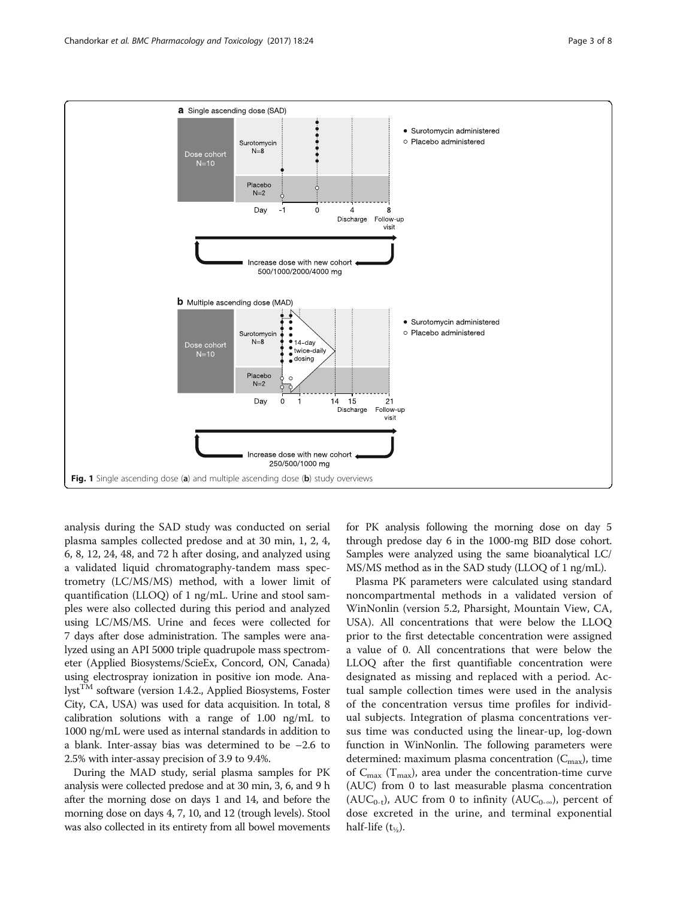**Fig. 1** Single ascending dose (**a**) and multiple ascending dose (**b**) study overviews

analysis during the SAD study was conducted on serial plasma samples collected predose and at 30 min, 1, 2, 4, 6, 8, 12, 24, 48, and 72 h after dosing, and analyzed using a validated liquid chromatography-tandem mass spectrometry (LC/MS/MS) method, with a lower limit of quantification (LLOQ) of 1 ng/mL. Urine and stool samples were also collected during this period and analyzed using LC/MS/MS. Urine and feces were collected for 7 days after dose administration. The samples were analyzed using an API 5000 triple quadrupole mass spectrometer (Applied Biosystems/ScieEx, Concord, ON, Canada) using electrospray ionization in positive ion mode. Analyst™ software (version 1.4.2., Applied Biosystems, Foster City, CA, USA) was used for data acquisition. In total, 8 calibration solutions with a range of 1.00 ng/mL to 1000 ng/mL were used as internal standards in addition to a blank. Inter-assay bias was determined to be −2.6 to 2.5% with inter-assay precision of 3.9 to 9.4%.

During the MAD study, serial plasma samples for PK analysis were collected predose and at 30 min, 3, 6, and 9 h after the morning dose on days 1 and 14, and before the morning dose on days 4, 7, 10, and 12 (trough levels). Stool was also collected in its entirety from all bowel movements for PK analysis following the morning dose on day 5 through predose day 6 in the 1000-mg BID dose cohort. Samples were analyzed using the same bioanalytical LC/MS/MS method as in the SAD study (LLOQ of 1 ng/mL).

Plasma PK parameters were calculated using standard noncompartmental methods in a validated version of WinNonlin (version 5.2, Pharsight, Mountain View, CA, USA). All concentrations that were below the LLOQ prior to the first detectable concentration were assigned a value of 0. All concentrations that were below the LLOQ after the first quantifiable concentration were designated as missing and replaced with a period. Actual sample collection times were used in the analysis of the concentration versus time profiles for individual subjects. Integration of plasma concentrations versus time was conducted using the linear-up, log-down function in WinNonlin. The following parameters were determined: maximum plasma concentration ($C_{max}$), time of $C_{max}$ ($T_{max}$), area under the concentration-time curve (AUC) from 0 to last measurable plasma concentration ($AUC_{0-t}$), AUC from 0 to infinity ($AUC_{0-\infty}$), percent of dose excreted in the urine, and terminal exponential half-life ($t_{½}$).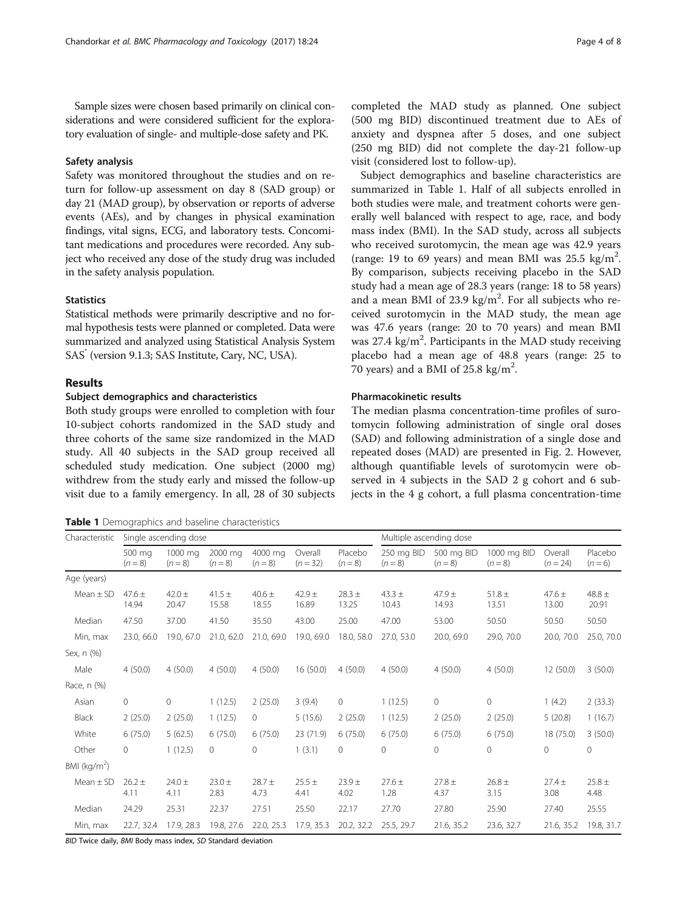Sample sizes were chosen based primarily on clinical considerations and were considered sufficient for the exploratory evaluation of single- and multiple-dose safety and PK.

### Safety analysis

Safety was monitored throughout the studies and on return for follow-up assessment on day 8 (SAD group) or day 21 (MAD group), by observation or reports of adverse events (AEs), and by changes in physical examination findings, vital signs, ECG, and laboratory tests. Concomitant medications and procedures were recorded. Any subject who received any dose of the study drug was included in the safety analysis population.

### Statistics

Statistical methods were primarily descriptive and no formal hypothesis tests were planned or completed. Data were summarized and analyzed using Statistical Analysis System SAS® (version 9.1.3; SAS Institute, Cary, NC, USA).

## Results

### Subject demographics and characteristics

Both study groups were enrolled to completion with four 10-subject cohorts randomized in the SAD study and three cohorts of the same size randomized in the MAD study. All 40 subjects in the SAD group received all scheduled study medication. One subject (2000 mg) withdrew from the study early and missed the follow-up visit due to a family emergency. In all, 28 of 30 subjects completed the MAD study as planned. One subject (500 mg BID) discontinued treatment due to AEs of anxiety and dyspnea after 5 doses, and one subject (250 mg BID) did not complete the day-21 follow-up visit (considered lost to follow-up).

Subject demographics and baseline characteristics are summarized in Table 1. Half of all subjects enrolled in both studies were male, and treatment cohorts were generally well balanced with respect to age, race, and body mass index (BMI). In the SAD study, across all subjects who received surotomycin, the mean age was 42.9 years (range: 19 to 69 years) and mean BMI was 25.5 kg/m$^2$. By comparison, subjects receiving placebo in the SAD study had a mean age of 28.3 years (range: 18 to 58 years) and a mean BMI of 23.9 kg/m$^2$. For all subjects who received surotomycin in the MAD study, the mean age was 47.6 years (range: 20 to 70 years) and mean BMI was 27.4 kg/m$^2$. Participants in the MAD study receiving placebo had a mean age of 48.8 years (range: 25 to 70 years) and a BMI of 25.8 kg/m$^2$.

### Pharmacokinetic results

The median plasma concentration-time profiles of surotomycin following administration of single oral doses (SAD) and following administration of a single dose and repeated doses (MAD) are presented in Fig. 2. However, although quantifiable levels of surotomycin were observed in 4 subjects in the SAD 2 g cohort and 6 subjects in the 4 g cohort, a full plasma concentration-time

**Table 1** Demographics and baseline characteristics

| Characteristic | Single ascending dose | | | | | | Multiple ascending dose | | | | |
|---|---|---|---|---|---|---|---|---|---|---|---|
| | 500 mg ($n = 8$) | 1000 mg ($n = 8$) | 2000 mg ($n = 8$) | 4000 mg ($n = 8$) | Overall ($n = 32$) | Placebo ($n = 8$) | 250 mg BID ($n = 8$) | 500 mg BID ($n = 8$) | 1000 mg BID ($n = 8$) | Overall ($n = 24$) | Placebo ($n = 6$) |
| Age (years) | | | | | | | | | | | |
| Mean ± SD | 47.6 ± 14.94 | 42.0 ± 20.47 | 41.5 ± 15.58 | 40.6 ± 18.55 | 42.9 ± 16.89 | 28.3 ± 13.25 | 43.3 ± 10.43 | 47.9 ± 14.93 | 51.8 ± 13.51 | 47.6 ± 13.00 | 48.8 ± 20.91 |
| Median | 47.50 | 37.00 | 41.50 | 35.50 | 43.00 | 25.00 | 47.00 | 53.00 | 50.50 | 50.50 | 50.50 |
| Min, max | 23.0, 66.0 | 19.0, 67.0 | 21.0, 62.0 | 21.0, 69.0 | 19.0, 69.0 | 18.0, 58.0 | 27.0, 53.0 | 20.0, 69.0 | 29.0, 70.0 | 20.0, 70.0 | 25.0, 70.0 |
| Sex, n (%) | | | | | | | | | | | |
| Male | 4 (50.0) | 4 (50.0) | 4 (50.0) | 4 (50.0) | 16 (50.0) | 4 (50.0) | 4 (50.0) | 4 (50.0) | 4 (50.0) | 12 (50.0) | 3 (50.0) |
| Race, n (%) | | | | | | | | | | | |
| Asian | 0 | 0 | 1 (12.5) | 2 (25.0) | 3 (9.4) | 0 | 1 (12.5) | 0 | 0 | 1 (4.2) | 2 (33.3) |
| Black | 2 (25.0) | 2 (25.0) | 1 (12.5) | 0 | 5 (15.6) | 2 (25.0) | 1 (12.5) | 2 (25.0) | 2 (25.0) | 5 (20.8) | 1 (16.7) |
| White | 6 (75.0) | 5 (62.5) | 6 (75.0) | 6 (75.0) | 23 (71.9) | 6 (75.0) | 6 (75.0) | 6 (75.0) | 6 (75.0) | 18 (75.0) | 3 (50.0) |
| Other | 0 | 1 (12.5) | 0 | 0 | 1 (3.1) | 0 | 0 | 0 | 0 | 0 | 0 |
| BMI (kg/m$^2$) | | | | | | | | | | | |
| Mean ± SD | 26.2 ± 4.11 | 24.0 ± 4.11 | 23.0 ± 2.83 | 28.7 ± 4.73 | 25.5 ± 4.41 | 23.9 ± 4.02 | 27.6 ± 1.28 | 27.8 ± 4.37 | 26.8 ± 3.15 | 27.4 ± 3.08 | 25.8 ± 4.48 |
| Median | 24.29 | 25.31 | 22.37 | 27.51 | 25.50 | 22.17 | 27.70 | 27.80 | 25.90 | 27.40 | 25.55 |
| Min, max | 22.7, 32.4 | 17.9, 28.3 | 19.8, 27.6 | 22.0, 25.3 | 17.9, 35.3 | 20.2, 32.2 | 25.5, 29.7 | 21.6, 35.2 | 23.6, 32.7 | 21.6, 35.2 | 19.8, 31.7 |

*BID* Twice daily, *BMI* Body mass index, *SD* Standard deviation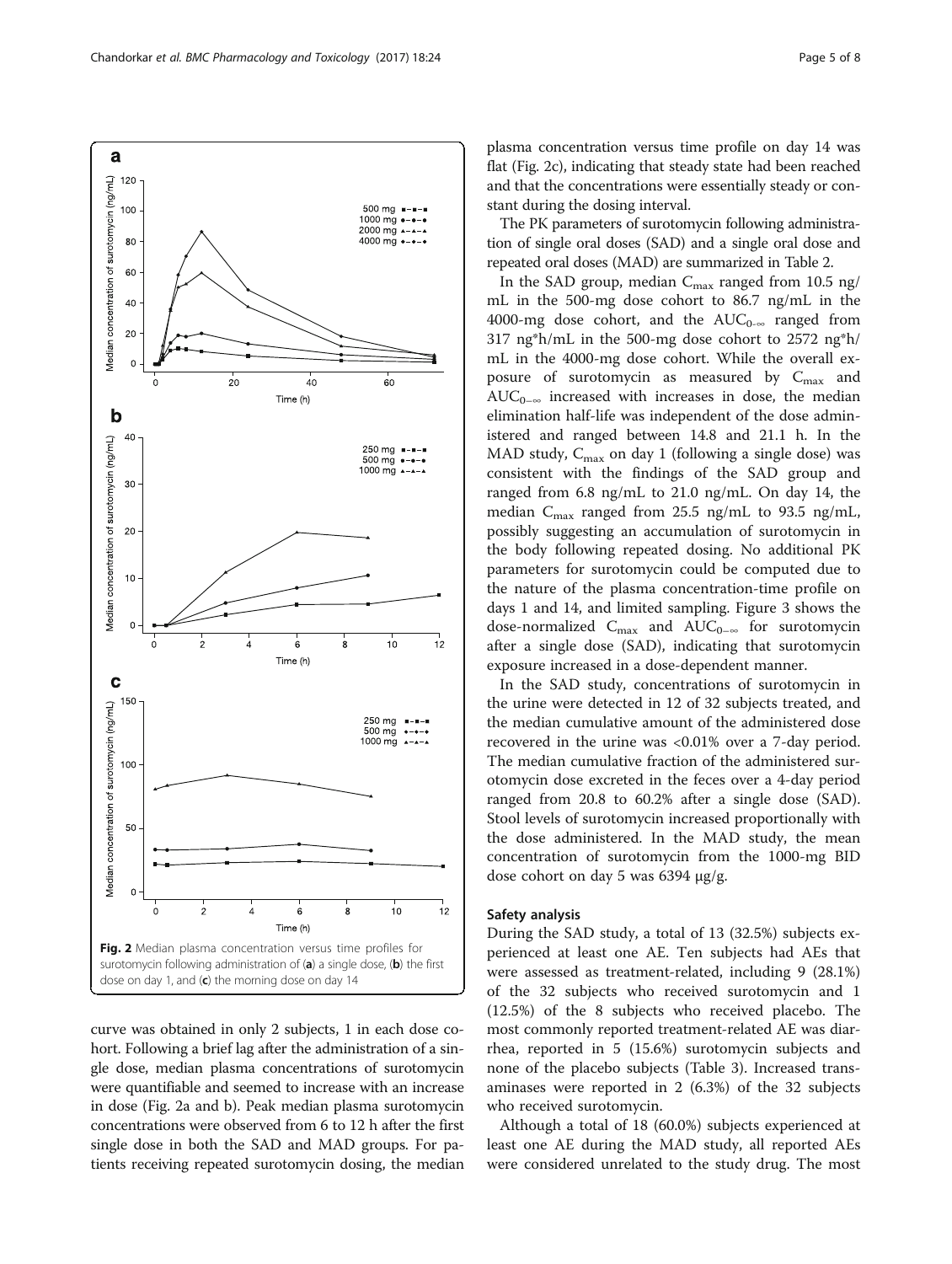Fig. 2 Median plasma concentration versus time profiles for surotomycin following administration of (**a**) a single dose, (**b**) the first dose on day 1, and (**c**) the morning dose on day 14

curve was obtained in only 2 subjects, 1 in each dose cohort. Following a brief lag after the administration of a single dose, median plasma concentrations of surotomycin were quantifiable and seemed to increase with an increase in dose (Fig. 2a and b). Peak median plasma surotomycin concentrations were observed from 6 to 12 h after the first single dose in both the SAD and MAD groups. For patients receiving repeated surotomycin dosing, the median plasma concentration versus time profile on day 14 was flat (Fig. 2c), indicating that steady state had been reached and that the concentrations were essentially steady or constant during the dosing interval.

The PK parameters of surotomycin following administration of single oral doses (SAD) and a single oral dose and repeated oral doses (MAD) are summarized in Table 2.

In the SAD group, median $C_{max}$ ranged from 10.5 ng/mL in the 500-mg dose cohort to 86.7 ng/mL in the 4000-mg dose cohort, and the $AUC_{0-\infty}$ ranged from 317 ng*h/mL in the 500-mg dose cohort to 2572 ng*h/mL in the 4000-mg dose cohort. While the overall exposure of surotomycin as measured by $C_{max}$ and $AUC_{0-\infty}$ increased with increases in dose, the median elimination half-life was independent of the dose administered and ranged between 14.8 and 21.1 h. In the MAD study, $C_{max}$ on day 1 (following a single dose) was consistent with the findings of the SAD group and ranged from 6.8 ng/mL to 21.0 ng/mL. On day 14, the median $C_{max}$ ranged from 25.5 ng/mL to 93.5 ng/mL, possibly suggesting an accumulation of surotomycin in the body following repeated dosing. No additional PK parameters for surotomycin could be computed due to the nature of the plasma concentration-time profile on days 1 and 14, and limited sampling. Figure 3 shows the dose-normalized $C_{max}$ and $AUC_{0-\infty}$ for surotomycin after a single dose (SAD), indicating that surotomycin exposure increased in a dose-dependent manner.

In the SAD study, concentrations of surotomycin in the urine were detected in 12 of 32 subjects treated, and the median cumulative amount of the administered dose recovered in the urine was <0.01% over a 7-day period. The median cumulative fraction of the administered surotomycin dose excreted in the feces over a 4-day period ranged from 20.8 to 60.2% after a single dose (SAD). Stool levels of surotomycin increased proportionally with the dose administered. In the MAD study, the mean concentration of surotomycin from the 1000-mg BID dose cohort on day 5 was 6394 μg/g.

## Safety analysis

During the SAD study, a total of 13 (32.5%) subjects experienced at least one AE. Ten subjects had AEs that were assessed as treatment-related, including 9 (28.1%) of the 32 subjects who received surotomycin and 1 (12.5%) of the 8 subjects who received placebo. The most commonly reported treatment-related AE was diarrhea, reported in 5 (15.6%) surotomycin subjects and none of the placebo subjects (Table 3). Increased transaminases were reported in 2 (6.3%) of the 32 subjects who received surotomycin.

Although a total of 18 (60.0%) subjects experienced at least one AE during the MAD study, all reported AEs were considered unrelated to the study drug. The most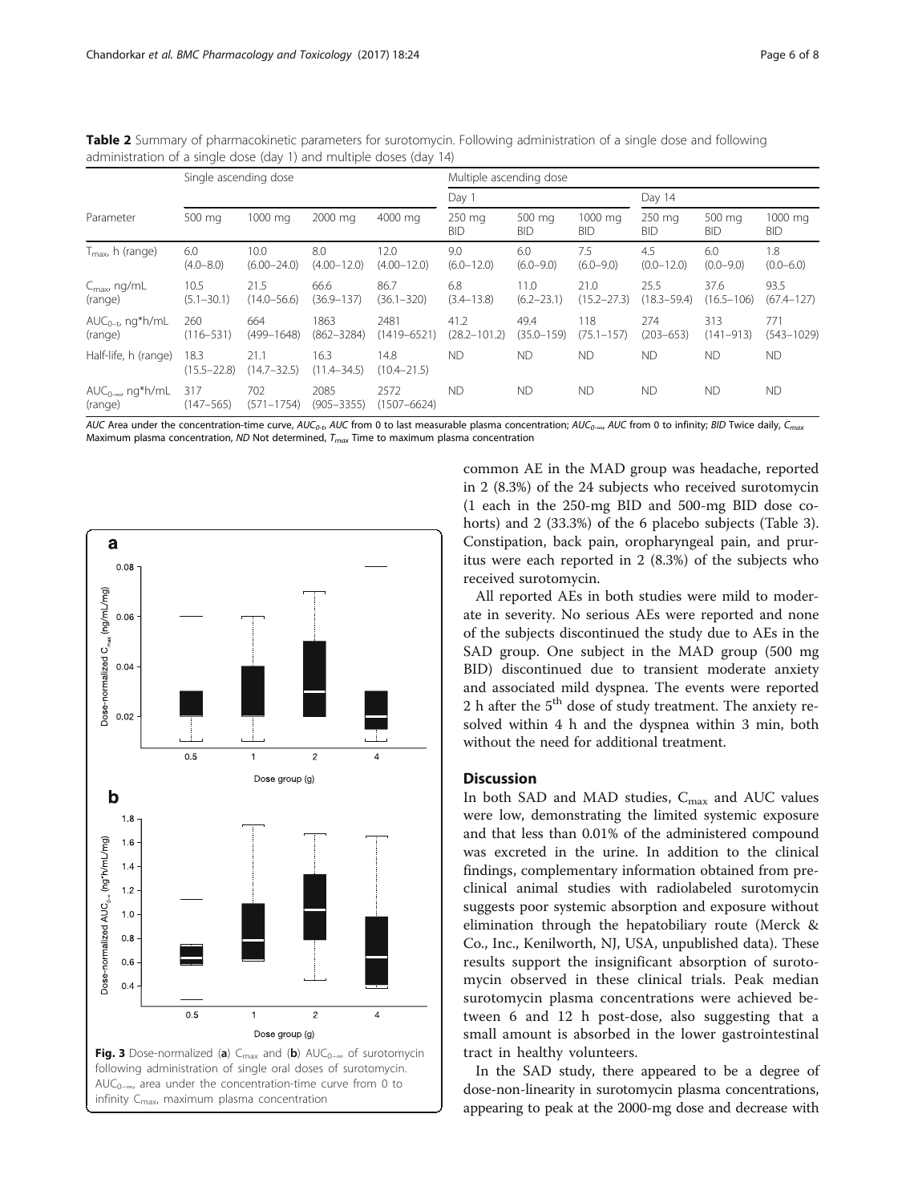**Table 2** Summary of pharmacokinetic parameters for surotomycin. Following administration of a single dose and following administration of a single dose (day 1) and multiple doses (day 14)

| Parameter | Single ascending dose | | | | Multiple ascending dose | | | | | |
|---|---|---|---|---|---|---|---|---|---|---|
| | | | | | Day 1 | | | Day 14 | | |
| | 500 mg | 1000 mg | 2000 mg | 4000 mg | 250 mg BID | 500 mg BID | 1000 mg BID | 250 mg BID | 500 mg BID | 1000 mg BID |
| $T_{max}$, h (range) | 6.0 (4.0–8.0) | 10.0 (6.00–24.0) | 8.0 (4.00–12.0) | 12.0 (4.00–12.0) | 9.0 (6.0–12.0) | 6.0 (6.0–9.0) | 7.5 (6.0–9.0) | 4.5 (0.0–12.0) | 6.0 (0.0–9.0) | 1.8 (0.0–6.0) |
| $C_{max}$, ng/mL (range) | 10.5 (5.1–30.1) | 21.5 (14.0–56.6) | 66.6 (36.9–137) | 86.7 (36.1–320) | 6.8 (3.4–13.8) | 11.0 (6.2–23.1) | 21.0 (15.2–27.3) | 25.5 (18.3–59.4) | 37.6 (16.5–106) | 93.5 (67.4–127) |
| $AUC_{0-t}$, ng*h/mL (range) | 260 (116–531) | 664 (499–1648) | 1863 (862–3284) | 2481 (1419–6521) | 41.2 (28.2–101.2) | 49.4 (35.0–159) | 118 (75.1–157) | 274 (203–653) | 313 (141–913) | 771 (543–1029) |
| Half-life, h (range) | 18.3 (15.5–22.8) | 21.1 (14.7–32.5) | 16.3 (11.4–34.5) | 14.8 (10.4–21.5) | ND | ND | ND | ND | ND | ND |
| $AUC_{0-\infty}$, ng*h/mL (range) | 317 (147–565) | 702 (571–1754) | 2085 (905–3355) | 2572 (1507–6624) | ND | ND | ND | ND | ND | ND |

*AUC* Area under the concentration-time curve, *$AUC_{0-t}$*, AUC from 0 to last measurable plasma concentration; *$AUC_{0-\infty}$*, AUC from 0 to infinity; *BID* Twice daily, *$C_{max}$* Maximum plasma concentration, *ND* Not determined, *$T_{max}$* Time to maximum plasma concentration

**Fig. 3** Dose-normalized (**a**) $C_{max}$ and (**b**) $AUC_{0-\infty}$ of surotomycin following administration of single oral doses of surotomycin. $AUC_{0-\infty}$, area under the concentration-time curve from 0 to infinity $C_{max}$, maximum plasma concentration

common AE in the MAD group was headache, reported in 2 (8.3%) of the 24 subjects who received surotomycin (1 each in the 250-mg BID and 500-mg BID dose cohorts) and 2 (33.3%) of the 6 placebo subjects (Table 3). Constipation, back pain, oropharyngeal pain, and pruritus were each reported in 2 (8.3%) of the subjects who received surotomycin.

All reported AEs in both studies were mild to moderate in severity. No serious AEs were reported and none of the subjects discontinued the study due to AEs in the SAD group. One subject in the MAD group (500 mg BID) discontinued due to transient moderate anxiety and associated mild dyspnea. The events were reported 2 h after the 5th dose of study treatment. The anxiety resolved within 4 h and the dyspnea within 3 min, both without the need for additional treatment.

## Discussion

In both SAD and MAD studies, $C_{max}$ and AUC values were low, demonstrating the limited systemic exposure and that less than 0.01% of the administered compound was excreted in the urine. In addition to the clinical findings, complementary information obtained from preclinical animal studies with radiolabeled surotomycin suggests poor systemic absorption and exposure without elimination through the hepatobiliary route (Merck & Co., Inc., Kenilworth, NJ, USA, unpublished data). These results support the insignificant absorption of surotomycin observed in these clinical trials. Peak median surotomycin plasma concentrations were achieved between 6 and 12 h post-dose, also suggesting that a small amount is absorbed in the lower gastrointestinal tract in healthy volunteers.

In the SAD study, there appeared to be a degree of dose-non-linearity in surotomycin plasma concentrations, appearing to peak at the 2000-mg dose and decrease with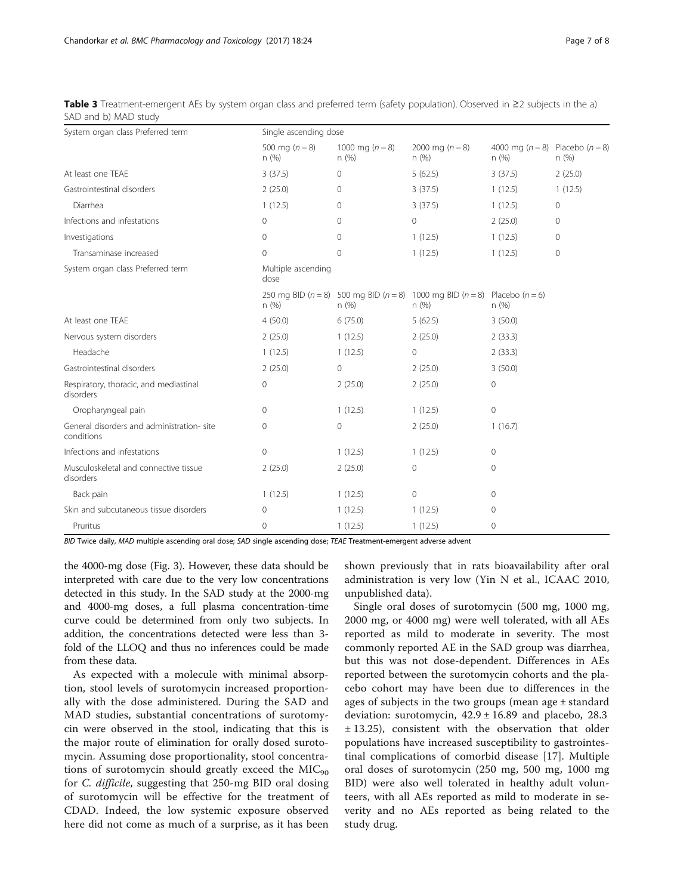**Table 3** Treatment-emergent AEs by system organ class and preferred term (safety population). Observed in ≥2 subjects in the a) SAD and b) MAD study

| System organ class Preferred term | Single ascending dose | | | | |
|---|---|---|---|---|---|
| | 500 mg ($n = 8$) n (%) | 1000 mg ($n = 8$) n (%) | 2000 mg ($n = 8$) n (%) | 4000 mg ($n = 8$) n (%) | Placebo ($n = 8$) n (%) |
| At least one TEAE | 3 (37.5) | 0 | 5 (62.5) | 3 (37.5) | 2 (25.0) |
| Gastrointestinal disorders | 2 (25.0) | 0 | 3 (37.5) | 1 (12.5) | 1 (12.5) |
| Diarrhea | 1 (12.5) | 0 | 3 (37.5) | 1 (12.5) | 0 |
| Infections and infestations | 0 | 0 | 0 | 2 (25.0) | 0 |
| Investigations | 0 | 0 | 1 (12.5) | 1 (12.5) | 0 |
| Transaminase increased | 0 | 0 | 1 (12.5) | 1 (12.5) | 0 |
| **System organ class Preferred term** | **Multiple ascending dose** | | | | |
| | 250 mg BID ($n = 8$) n (%) | 500 mg BID ($n = 8$) n (%) | 1000 mg BID ($n = 8$) n (%) | Placebo ($n = 6$) n (%) | |
| At least one TEAE | 4 (50.0) | 6 (75.0) | 5 (62.5) | 3 (50.0) | |
| Nervous system disorders | 2 (25.0) | 1 (12.5) | 2 (25.0) | 2 (33.3) | |
| Headache | 1 (12.5) | 1 (12.5) | 0 | 2 (33.3) | |
| Gastrointestinal disorders | 2 (25.0) | 0 | 2 (25.0) | 3 (50.0) | |
| Respiratory, thoracic, and mediastinal disorders | 0 | 2 (25.0) | 2 (25.0) | 0 | |
| Oropharyngeal pain | 0 | 1 (12.5) | 1 (12.5) | 0 | |
| General disorders and administration- site conditions | 0 | 0 | 2 (25.0) | 1 (16.7) | |
| Infections and infestations | 0 | 1 (12.5) | 1 (12.5) | 0 | |
| Musculoskeletal and connective tissue disorders | 2 (25.0) | 2 (25.0) | 0 | 0 | |
| Back pain | 1 (12.5) | 1 (12.5) | 0 | 0 | |
| Skin and subcutaneous tissue disorders | 0 | 1 (12.5) | 1 (12.5) | 0 | |
| Pruritus | 0 | 1 (12.5) | 1 (12.5) | 0 | |

*BID* Twice daily, *MAD* multiple ascending oral dose; *SAD* single ascending dose; *TEAE* Treatment-emergent adverse advent

the 4000-mg dose (Fig. 3). However, these data should be interpreted with care due to the very low concentrations detected in this study. In the SAD study at the 2000-mg and 4000-mg doses, a full plasma concentration-time curve could be determined from only two subjects. In addition, the concentrations detected were less than 3-fold of the LLOQ and thus no inferences could be made from these data.

As expected with a molecule with minimal absorption, stool levels of surotomycin increased proportionally with the dose administered. During the SAD and MAD studies, substantial concentrations of surotomycin were observed in the stool, indicating that this is the major route of elimination for orally dosed surotomycin. Assuming dose proportionality, stool concentrations of surotomycin should greatly exceed the $MIC_{90}$ for *C. difficile*, suggesting that 250-mg BID oral dosing of surotomycin will be effective for the treatment of CDAD. Indeed, the low systemic exposure observed here did not come as much of a surprise, as it has been shown previously that in rats bioavailability after oral administration is very low (Yin N et al., ICAAC 2010, unpublished data).

Single oral doses of surotomycin (500 mg, 1000 mg, 2000 mg, or 4000 mg) were well tolerated, with all AEs reported as mild to moderate in severity. The most commonly reported AE in the SAD group was diarrhea, but this was not dose-dependent. Differences in AEs reported between the surotomycin cohorts and the placebo cohort may have been due to differences in the ages of subjects in the two groups (mean age ± standard deviation: surotomycin, 42.9 ± 16.89 and placebo, 28.3 ± 13.25), consistent with the observation that older populations have increased susceptibility to gastrointestinal complications of comorbid disease [17]. Multiple oral doses of surotomycin (250 mg, 500 mg, 1000 mg BID) were also well tolerated in healthy adult volunteers, with all AEs reported as mild to moderate in severity and no AEs reported as being related to the study drug.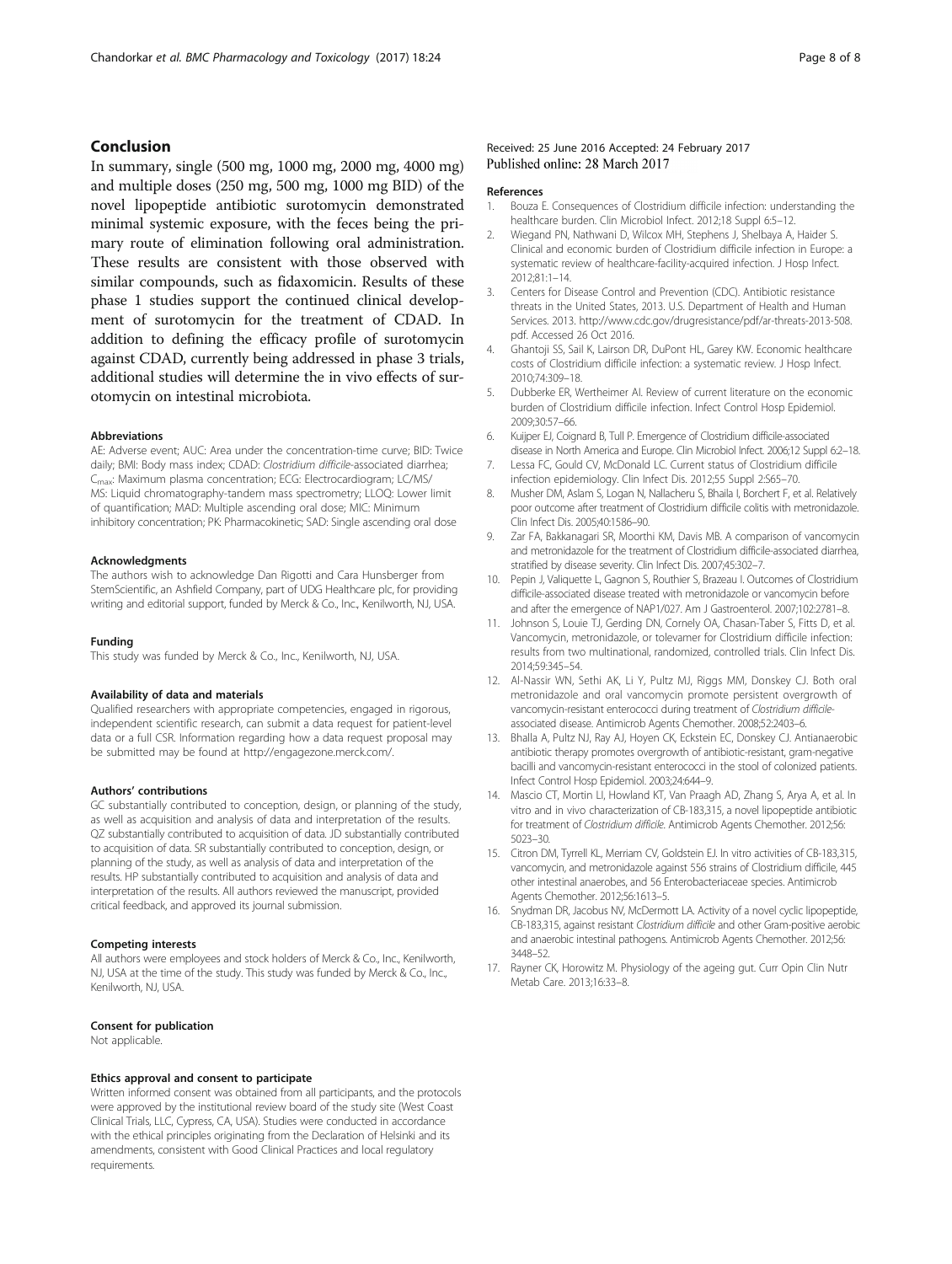## Conclusion

In summary, single (500 mg, 1000 mg, 2000 mg, 4000 mg) and multiple doses (250 mg, 500 mg, 1000 mg BID) of the novel lipopeptide antibiotic surotomycin demonstrated minimal systemic exposure, with the feces being the primary route of elimination following oral administration. These results are consistent with those observed with similar compounds, such as fidaxomicin. Results of these phase 1 studies support the continued clinical development of surotomycin for the treatment of CDAD. In addition to defining the efficacy profile of surotomycin against CDAD, currently being addressed in phase 3 trials, additional studies will determine the in vivo effects of surotomycin on intestinal microbiota.

#### Abbreviations

AE: Adverse event; AUC: Area under the concentration-time curve; BID: Twice daily; BMI: Body mass index; CDAD: *Clostridium difficile*-associated diarrhea; $C_{max}$: Maximum plasma concentration; ECG: Electrocardiogram; LC/MS/MS: Liquid chromatography-tandem mass spectrometry; LLOQ: Lower limit of quantification; MAD: Multiple ascending oral dose; MIC: Minimum inhibitory concentration; PK: Pharmacokinetic; SAD: Single ascending oral dose

#### Acknowledgments

The authors wish to acknowledge Dan Rigotti and Cara Hunsberger from StemScientific, an Ashfield Company, part of UDG Healthcare plc, for providing writing and editorial support, funded by Merck & Co., Inc., Kenilworth, NJ, USA.

#### Funding

This study was funded by Merck & Co., Inc., Kenilworth, NJ, USA.

#### Availability of data and materials

Qualified researchers with appropriate competencies, engaged in rigorous, independent scientific research, can submit a data request for patient-level data or a full CSR. Information regarding how a data request proposal may be submitted may be found at http://engagezone.merck.com/.

#### Authors' contributions

GC substantially contributed to conception, design, or planning of the study, as well as acquisition and analysis of data and interpretation of the results. QZ substantially contributed to acquisition of data. JD substantially contributed to acquisition of data. SR substantially contributed to conception, design, or planning of the study, as well as analysis of data and interpretation of the results. HP substantially contributed to acquisition and analysis of data and interpretation of the results. All authors reviewed the manuscript, provided critical feedback, and approved its journal submission.

#### Competing interests

All authors were employees and stock holders of Merck & Co., Inc., Kenilworth, NJ, USA at the time of the study. This study was funded by Merck & Co., Inc., Kenilworth, NJ, USA.

#### Consent for publication

Not applicable.

#### Ethics approval and consent to participate

Written informed consent was obtained from all participants, and the protocols were approved by the institutional review board of the study site (West Coast Clinical Trials, LLC, Cypress, CA, USA). Studies were conducted in accordance with the ethical principles originating from the Declaration of Helsinki and its amendments, consistent with Good Clinical Practices and local regulatory requirements.

Received: 25 June 2016 Accepted: 24 February 2017
Published online: 28 March 2017

#### References

1. Bouza E. Consequences of Clostridium difficile infection: understanding the healthcare burden. Clin Microbiol Infect. 2012;18 Suppl 6:5–12.
2. Wiegand PN, Nathwani D, Wilcox MH, Stephens J, Shelbaya A, Haider S. Clinical and economic burden of Clostridium difficile infection in Europe: a systematic review of healthcare-facility-acquired infection. J Hosp Infect. 2012;81:1–14.
3. Centers for Disease Control and Prevention (CDC). Antibiotic resistance threats in the United States, 2013. U.S. Department of Health and Human Services. 2013. http://www.cdc.gov/drugresistance/pdf/ar-threats-2013-508.pdf. Accessed 26 Oct 2016.
4. Ghantoji SS, Sail K, Lairson DR, DuPont HL, Garey KW. Economic healthcare costs of Clostridium difficile infection: a systematic review. J Hosp Infect. 2010;74:309–18.
5. Dubberke ER, Wertheimer AI. Review of current literature on the economic burden of Clostridium difficile infection. Infect Control Hosp Epidemiol. 2009;30:57–66.
6. Kuijper EJ, Coignard B, Tull P. Emergence of Clostridium difficile-associated disease in North America and Europe. Clin Microbiol Infect. 2006;12 Suppl 6:2–18.
7. Lessa FC, Gould CV, McDonald LC. Current status of Clostridium difficile infection epidemiology. Clin Infect Dis. 2012;55 Suppl 2:S65–70.
8. Musher DM, Aslam S, Logan N, Nallacheru S, Bhaila I, Borchert F, et al. Relatively poor outcome after treatment of Clostridium difficile colitis with metronidazole. Clin Infect Dis. 2005;40:1586–90.
9. Zar FA, Bakkanagari SR, Moorthi KM, Davis MB. A comparison of vancomycin and metronidazole for the treatment of Clostridium difficile-associated diarrhea, stratified by disease severity. Clin Infect Dis. 2007;45:302–7.
10. Pepin J, Valiquette L, Gagnon S, Routhier S, Brazeau I. Outcomes of Clostridium difficile-associated disease treated with metronidazole or vancomycin before and after the emergence of NAP1/027. Am J Gastroenterol. 2007;102:2781–8.
11. Johnson S, Louie TJ, Gerding DN, Cornely OA, Chasan-Taber S, Fitts D, et al. Vancomycin, metronidazole, or tolevamer for Clostridium difficile infection: results from two multinational, randomized, controlled trials. Clin Infect Dis. 2014;59:345–54.
12. Al-Nassir WN, Sethi AK, Li Y, Pultz MJ, Riggs MM, Donskey CJ. Both oral metronidazole and oral vancomycin promote persistent overgrowth of vancomycin-resistant enterococci during treatment of *Clostridium difficile*-associated disease. Antimicrob Agents Chemother. 2008;52:2403–6.
13. Bhalla A, Pultz NJ, Ray AJ, Hoyen CK, Eckstein EC, Donskey CJ. Antianaerobic antibiotic therapy promotes overgrowth of antibiotic-resistant, gram-negative bacilli and vancomycin-resistant enterococci in the stool of colonized patients. Infect Control Hosp Epidemiol. 2003;24:644–9.
14. Mascio CT, Mortin LI, Howland KT, Van Praagh AD, Zhang S, Arya A, et al. In vitro and in vivo characterization of CB-183,315, a novel lipopeptide antibiotic for treatment of *Clostridium difficile*. Antimicrob Agents Chemother. 2012;56:5023–30.
15. Citron DM, Tyrrell KL, Merriam CV, Goldstein EJ. In vitro activities of CB-183,315, vancomycin, and metronidazole against 556 strains of Clostridium difficile, 445 other intestinal anaerobes, and 56 Enterobacteriaceae species. Antimicrob Agents Chemother. 2012;56:1613–5.
16. Snydman DR, Jacobus NV, McDermott LA. Activity of a novel cyclic lipopeptide, CB-183,315, against resistant *Clostridium difficile* and other Gram-positive aerobic and anaerobic intestinal pathogens. Antimicrob Agents Chemother. 2012;56:3448–52.
17. Rayner CK, Horowitz M. Physiology of the ageing gut. Curr Opin Clin Nutr Metab Care. 2013;16:33–8.